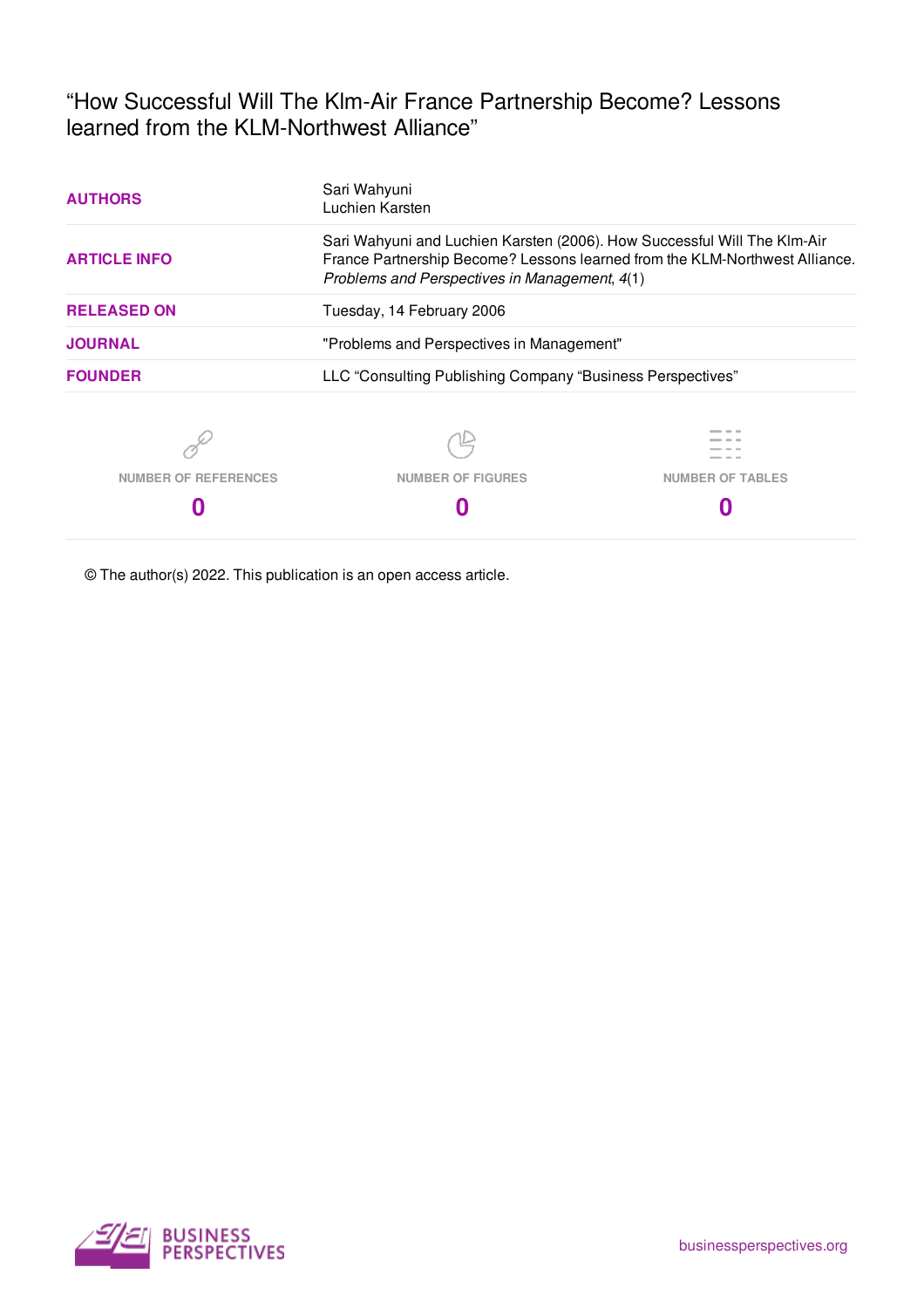# "How Successful Will The Klm-Air France Partnership Become? Lessons learned from the KLM-Northwest Alliance"

| | |
|---|---|
| **AUTHORS** | Sari Wahyuni<br>Luchien Karsten |
| **ARTICLE INFO** | Sari Wahyuni and Luchien Karsten (2006). How Successful Will The Klm-Air France Partnership Become? Lessons learned from the KLM-Northwest Alliance. *Problems and Perspectives in Management*, *4*(1) |
| **RELEASED ON** | Tuesday, 14 February 2006 |
| **JOURNAL** | "Problems and Perspectives in Management" |
| **FOUNDER** | LLC "Consulting Publishing Company "Business Perspectives" |

| NUMBER OF REFERENCES | NUMBER OF FIGURES | NUMBER OF TABLES |
|---|---|---|
| 0 | 0 | 0 |

© The author(s) 2022. This publication is an open access article.

BUSINESS PERSPECTIVES

businessperspectives.org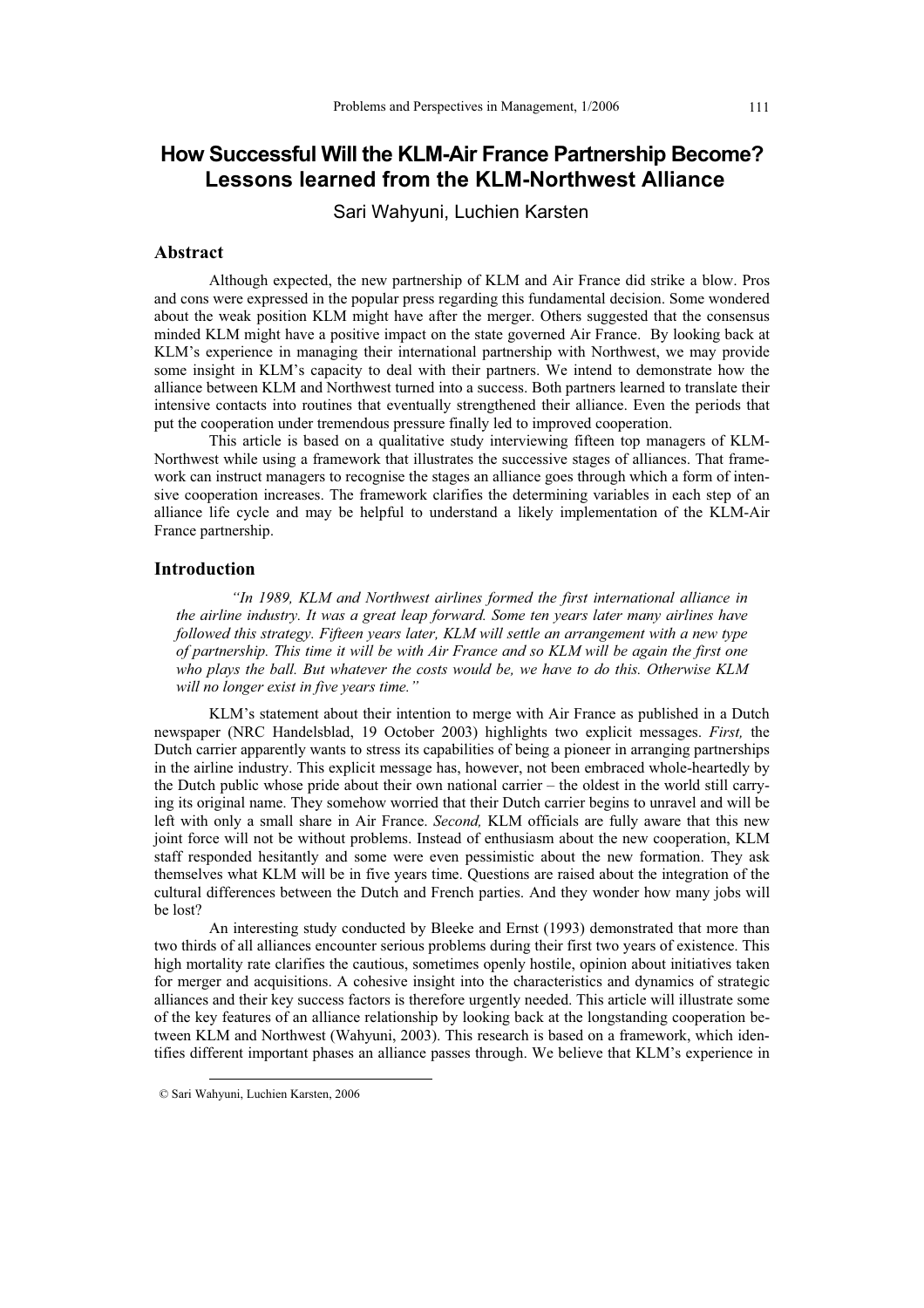# How Successful Will the KLM-Air France Partnership Become? Lessons learned from the KLM-Northwest Alliance

Sari Wahyuni, Luchien Karsten

## Abstract

Although expected, the new partnership of KLM and Air France did strike a blow. Pros and cons were expressed in the popular press regarding this fundamental decision. Some wondered about the weak position KLM might have after the merger. Others suggested that the consensus minded KLM might have a positive impact on the state governed Air France. By looking back at KLM's experience in managing their international partnership with Northwest, we may provide some insight in KLM's capacity to deal with their partners. We intend to demonstrate how the alliance between KLM and Northwest turned into a success. Both partners learned to translate their intensive contacts into routines that eventually strengthened their alliance. Even the periods that put the cooperation under tremendous pressure finally led to improved cooperation.

This article is based on a qualitative study interviewing fifteen top managers of KLM-Northwest while using a framework that illustrates the successive stages of alliances. That framework can instruct managers to recognise the stages an alliance goes through which a form of intensive cooperation increases. The framework clarifies the determining variables in each step of an alliance life cycle and may be helpful to understand a likely implementation of the KLM-Air France partnership.

## Introduction

*"In 1989, KLM and Northwest airlines formed the first international alliance in the airline industry. It was a great leap forward. Some ten years later many airlines have followed this strategy. Fifteen years later, KLM will settle an arrangement with a new type of partnership. This time it will be with Air France and so KLM will be again the first one who plays the ball. But whatever the costs would be, we have to do this. Otherwise KLM will no longer exist in five years time."*

KLM's statement about their intention to merge with Air France as published in a Dutch newspaper (NRC Handelsblad, 19 October 2003) highlights two explicit messages. *First,* the Dutch carrier apparently wants to stress its capabilities of being a pioneer in arranging partnerships in the airline industry. This explicit message has, however, not been embraced whole-heartedly by the Dutch public whose pride about their own national carrier – the oldest in the world still carrying its original name. They somehow worried that their Dutch carrier begins to unravel and will be left with only a small share in Air France. *Second,* KLM officials are fully aware that this new joint force will not be without problems. Instead of enthusiasm about the new cooperation, KLM staff responded hesitantly and some were even pessimistic about the new formation. They ask themselves what KLM will be in five years time. Questions are raised about the integration of the cultural differences between the Dutch and French parties. And they wonder how many jobs will be lost?

An interesting study conducted by Bleeke and Ernst (1993) demonstrated that more than two thirds of all alliances encounter serious problems during their first two years of existence. This high mortality rate clarifies the cautious, sometimes openly hostile, opinion about initiatives taken for merger and acquisitions. A cohesive insight into the characteristics and dynamics of strategic alliances and their key success factors is therefore urgently needed. This article will illustrate some of the key features of an alliance relationship by looking back at the longstanding cooperation between KLM and Northwest (Wahyuni, 2003). This research is based on a framework, which identifies different important phases an alliance passes through. We believe that KLM's experience in

© Sari Wahyuni, Luchien Karsten, 2006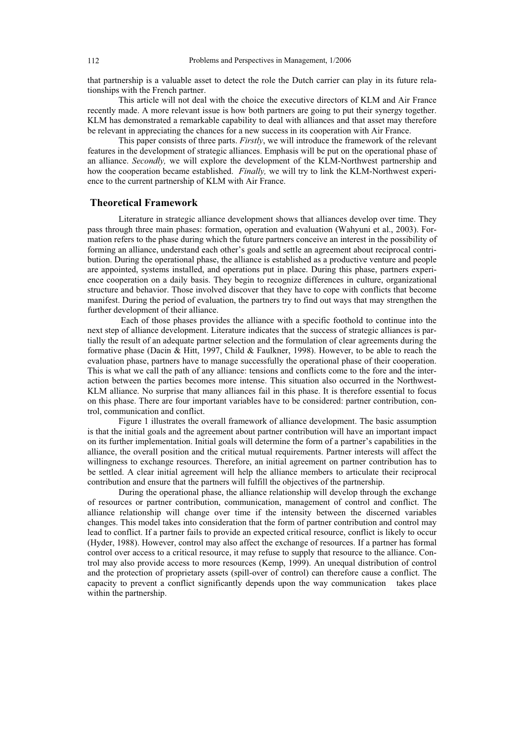that partnership is a valuable asset to detect the role the Dutch carrier can play in its future relationships with the French partner.

This article will not deal with the choice the executive directors of KLM and Air France recently made. A more relevant issue is how both partners are going to put their synergy together. KLM has demonstrated a remarkable capability to deal with alliances and that asset may therefore be relevant in appreciating the chances for a new success in its cooperation with Air France.

This paper consists of three parts. *Firstly*, we will introduce the framework of the relevant features in the development of strategic alliances. Emphasis will be put on the operational phase of an alliance. *Secondly,* we will explore the development of the KLM-Northwest partnership and how the cooperation became established. *Finally,* we will try to link the KLM-Northwest experience to the current partnership of KLM with Air France.

## Theoretical Framework

Literature in strategic alliance development shows that alliances develop over time. They pass through three main phases: formation, operation and evaluation (Wahyuni et al., 2003). Formation refers to the phase during which the future partners conceive an interest in the possibility of forming an alliance, understand each other's goals and settle an agreement about reciprocal contribution. During the operational phase, the alliance is established as a productive venture and people are appointed, systems installed, and operations put in place. During this phase, partners experience cooperation on a daily basis. They begin to recognize differences in culture, organizational structure and behavior. Those involved discover that they have to cope with conflicts that become manifest. During the period of evaluation, the partners try to find out ways that may strengthen the further development of their alliance.

Each of those phases provides the alliance with a specific foothold to continue into the next step of alliance development. Literature indicates that the success of strategic alliances is partially the result of an adequate partner selection and the formulation of clear agreements during the formative phase (Dacin & Hitt, 1997, Child & Faulkner, 1998). However, to be able to reach the evaluation phase, partners have to manage successfully the operational phase of their cooperation. This is what we call the path of any alliance: tensions and conflicts come to the fore and the interaction between the parties becomes more intense. This situation also occurred in the Northwest-KLM alliance. No surprise that many alliances fail in this phase. It is therefore essential to focus on this phase. There are four important variables have to be considered: partner contribution, control, communication and conflict.

Figure 1 illustrates the overall framework of alliance development. The basic assumption is that the initial goals and the agreement about partner contribution will have an important impact on its further implementation. Initial goals will determine the form of a partner's capabilities in the alliance, the overall position and the critical mutual requirements. Partner interests will affect the willingness to exchange resources. Therefore, an initial agreement on partner contribution has to be settled. A clear initial agreement will help the alliance members to articulate their reciprocal contribution and ensure that the partners will fulfill the objectives of the partnership.

During the operational phase, the alliance relationship will develop through the exchange of resources or partner contribution, communication, management of control and conflict. The alliance relationship will change over time if the intensity between the discerned variables changes. This model takes into consideration that the form of partner contribution and control may lead to conflict. If a partner fails to provide an expected critical resource, conflict is likely to occur (Hyder, 1988). However, control may also affect the exchange of resources. If a partner has formal control over access to a critical resource, it may refuse to supply that resource to the alliance. Control may also provide access to more resources (Kemp, 1999). An unequal distribution of control and the protection of proprietary assets (spill-over of control) can therefore cause a conflict. The capacity to prevent a conflict significantly depends upon the way communication takes place within the partnership.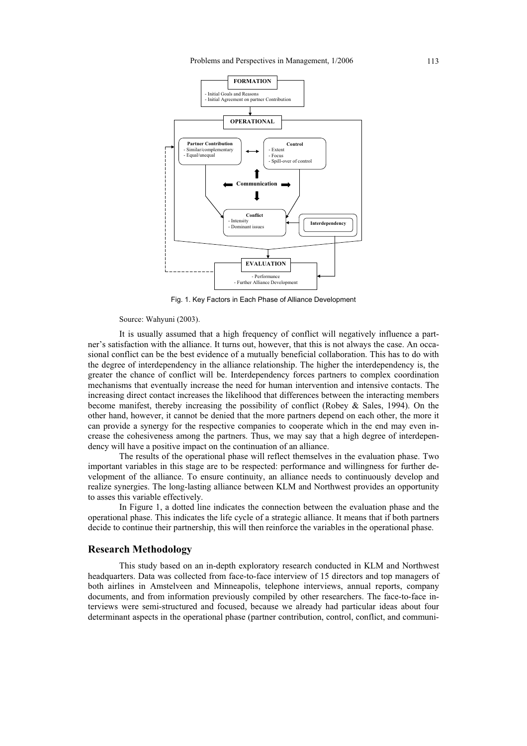Fig. 1. Key Factors in Each Phase of Alliance Development

Source: Wahyuni (2003).

It is usually assumed that a high frequency of conflict will negatively influence a partner's satisfaction with the alliance. It turns out, however, that this is not always the case. An occasional conflict can be the best evidence of a mutually beneficial collaboration. This has to do with the degree of interdependency in the alliance relationship. The higher the interdependency is, the greater the chance of conflict will be. Interdependency forces partners to complex coordination mechanisms that eventually increase the need for human intervention and intensive contacts. The increasing direct contact increases the likelihood that differences between the interacting members become manifest, thereby increasing the possibility of conflict (Robey & Sales, 1994). On the other hand, however, it cannot be denied that the more partners depend on each other, the more it can provide a synergy for the respective companies to cooperate which in the end may even increase the cohesiveness among the partners. Thus, we may say that a high degree of interdependency will have a positive impact on the continuation of an alliance.

The results of the operational phase will reflect themselves in the evaluation phase. Two important variables in this stage are to be respected: performance and willingness for further development of the alliance. To ensure continuity, an alliance needs to continuously develop and realize synergies. The long-lasting alliance between KLM and Northwest provides an opportunity to asses this variable effectively.

In Figure 1, a dotted line indicates the connection between the evaluation phase and the operational phase. This indicates the life cycle of a strategic alliance. It means that if both partners decide to continue their partnership, this will then reinforce the variables in the operational phase.

## Research Methodology

This study based on an in-depth exploratory research conducted in KLM and Northwest headquarters. Data was collected from face-to-face interview of 15 directors and top managers of both airlines in Amstelveen and Minneapolis, telephone interviews, annual reports, company documents, and from information previously compiled by other researchers. The face-to-face interviews were semi-structured and focused, because we already had particular ideas about four determinant aspects in the operational phase (partner contribution, control, conflict, and communi-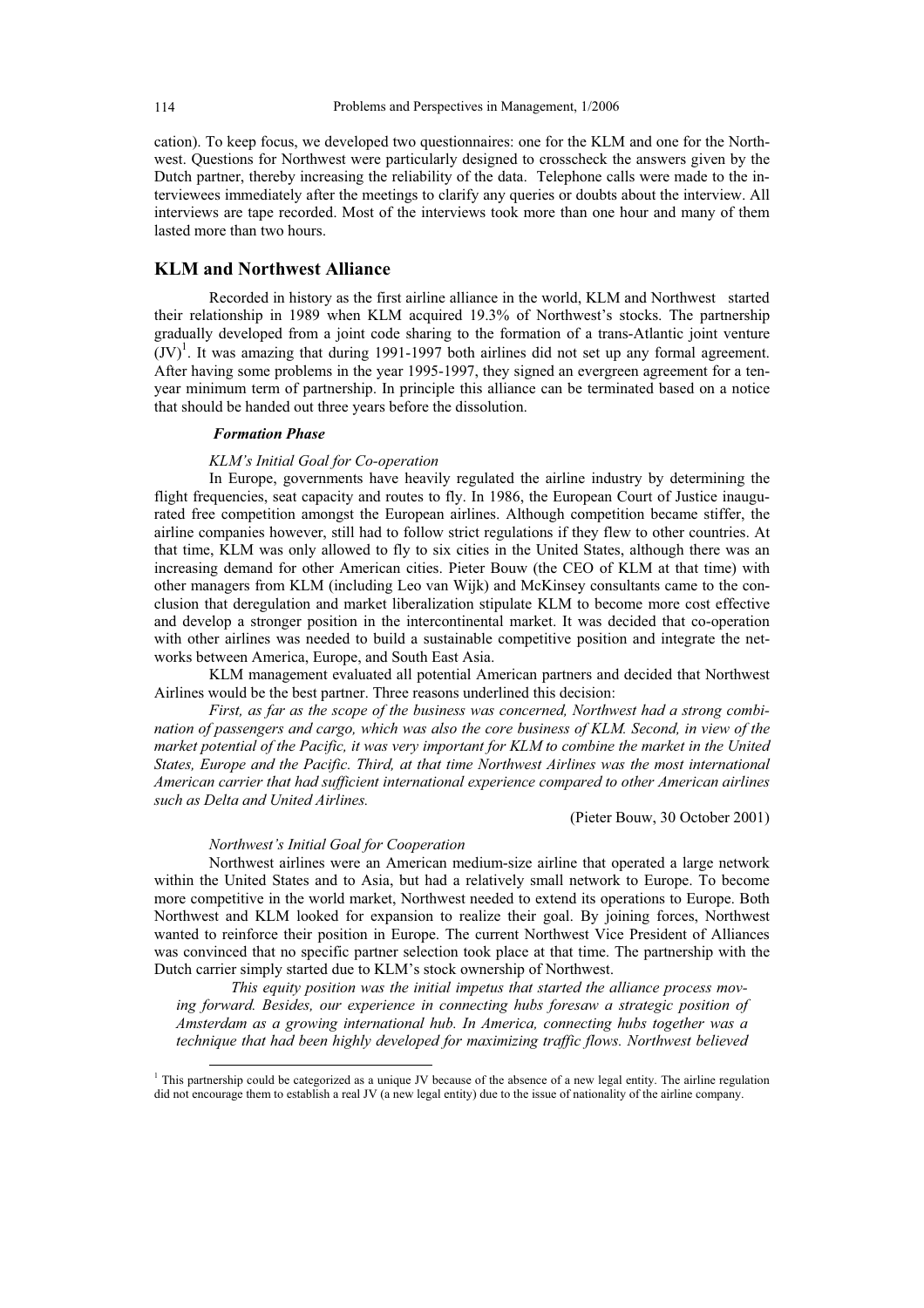cation). To keep focus, we developed two questionnaires: one for the KLM and one for the Northwest. Questions for Northwest were particularly designed to crosscheck the answers given by the Dutch partner, thereby increasing the reliability of the data. Telephone calls were made to the interviewees immediately after the meetings to clarify any queries or doubts about the interview. All interviews are tape recorded. Most of the interviews took more than one hour and many of them lasted more than two hours.

## KLM and Northwest Alliance

Recorded in history as the first airline alliance in the world, KLM and Northwest started their relationship in 1989 when KLM acquired 19.3% of Northwest's stocks. The partnership gradually developed from a joint code sharing to the formation of a trans-Atlantic joint venture (JV)[1]. It was amazing that during 1991-1997 both airlines did not set up any formal agreement. After having some problems in the year 1995-1997, they signed an evergreen agreement for a ten-year minimum term of partnership. In principle this alliance can be terminated based on a notice that should be handed out three years before the dissolution.

### *Formation Phase*

#### *KLM's Initial Goal for Co-operation*

In Europe, governments have heavily regulated the airline industry by determining the flight frequencies, seat capacity and routes to fly. In 1986, the European Court of Justice inaugurated free competition amongst the European airlines. Although competition became stiffer, the airline companies however, still had to follow strict regulations if they flew to other countries. At that time, KLM was only allowed to fly to six cities in the United States, although there was an increasing demand for other American cities. Pieter Bouw (the CEO of KLM at that time) with other managers from KLM (including Leo van Wijk) and McKinsey consultants came to the conclusion that deregulation and market liberalization stipulate KLM to become more cost effective and develop a stronger position in the intercontinental market. It was decided that co-operation with other airlines was needed to build a sustainable competitive position and integrate the networks between America, Europe, and South East Asia.

KLM management evaluated all potential American partners and decided that Northwest Airlines would be the best partner. Three reasons underlined this decision:

*First, as far as the scope of the business was concerned, Northwest had a strong combination of passengers and cargo, which was also the core business of KLM. Second, in view of the market potential of the Pacific, it was very important for KLM to combine the market in the United States, Europe and the Pacific. Third, at that time Northwest Airlines was the most international American carrier that had sufficient international experience compared to other American airlines such as Delta and United Airlines.*

(Pieter Bouw, 30 October 2001)

#### *Northwest's Initial Goal for Cooperation*

Northwest airlines were an American medium-size airline that operated a large network within the United States and to Asia, but had a relatively small network to Europe. To become more competitive in the world market, Northwest needed to extend its operations to Europe. Both Northwest and KLM looked for expansion to realize their goal. By joining forces, Northwest wanted to reinforce their position in Europe. The current Northwest Vice President of Alliances was convinced that no specific partner selection took place at that time. The partnership with the Dutch carrier simply started due to KLM's stock ownership of Northwest.

> *This equity position was the initial impetus that started the alliance process moving forward. Besides, our experience in connecting hubs foresaw a strategic position of Amsterdam as a growing international hub. In America, connecting hubs together was a technique that had been highly developed for maximizing traffic flows. Northwest believed*

[1] This partnership could be categorized as a unique JV because of the absence of a new legal entity. The airline regulation did not encourage them to establish a real JV (a new legal entity) due to the issue of nationality of the airline company.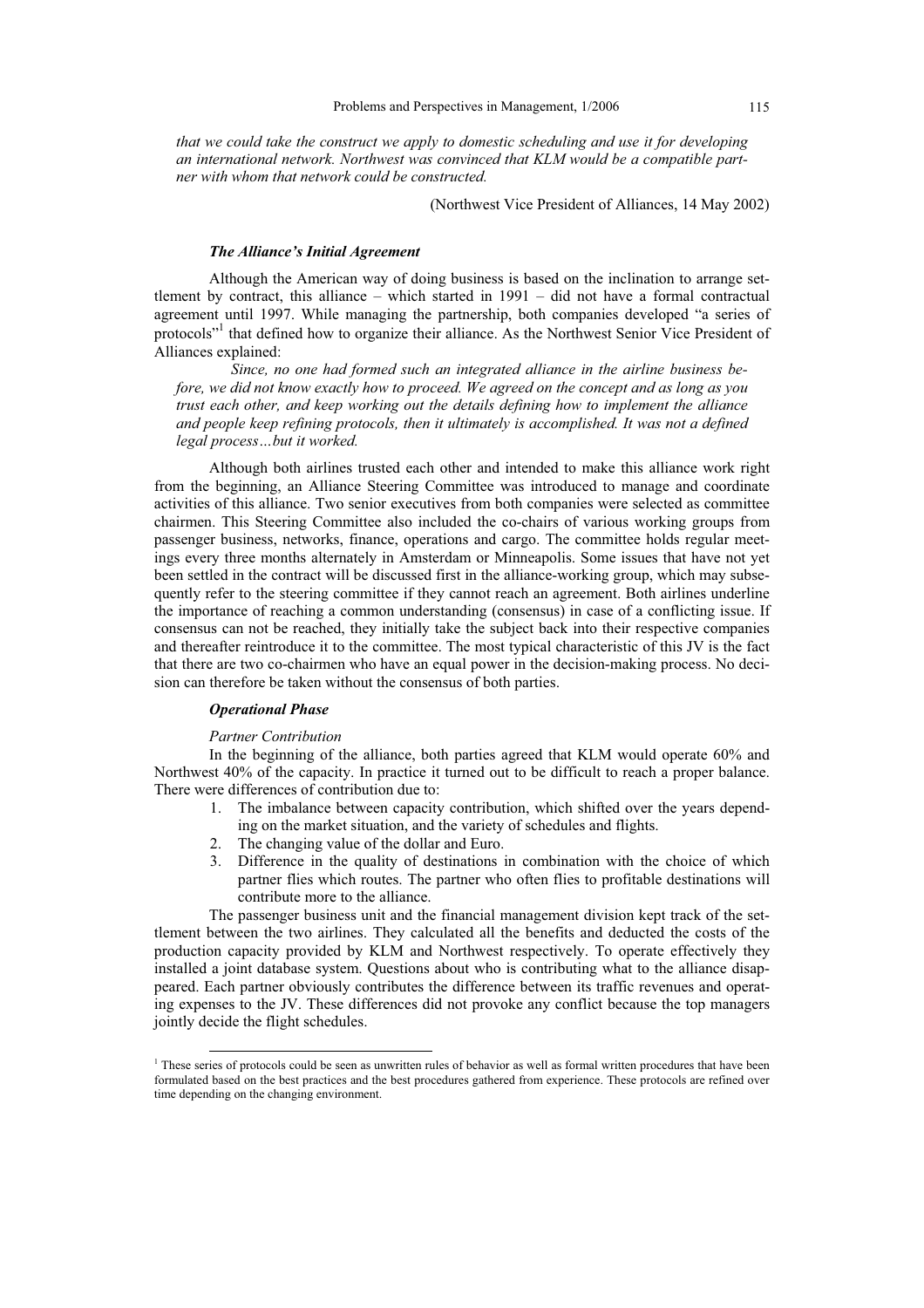*that we could take the construct we apply to domestic scheduling and use it for developing an international network. Northwest was convinced that KLM would be a compatible partner with whom that network could be constructed.*

(Northwest Vice President of Alliances, 14 May 2002)

### *The Alliance's Initial Agreement*

Although the American way of doing business is based on the inclination to arrange settlement by contract, this alliance – which started in 1991 – did not have a formal contractual agreement until 1997. While managing the partnership, both companies developed "a series of protocols"[1] that defined how to organize their alliance. As the Northwest Senior Vice President of Alliances explained:

*Since, no one had formed such an integrated alliance in the airline business before, we did not know exactly how to proceed. We agreed on the concept and as long as you trust each other, and keep working out the details defining how to implement the alliance and people keep refining protocols, then it ultimately is accomplished. It was not a defined legal process…but it worked.*

Although both airlines trusted each other and intended to make this alliance work right from the beginning, an Alliance Steering Committee was introduced to manage and coordinate activities of this alliance. Two senior executives from both companies were selected as committee chairmen. This Steering Committee also included the co-chairs of various working groups from passenger business, networks, finance, operations and cargo. The committee holds regular meetings every three months alternately in Amsterdam or Minneapolis. Some issues that have not yet been settled in the contract will be discussed first in the alliance-working group, which may subsequently refer to the steering committee if they cannot reach an agreement. Both airlines underline the importance of reaching a common understanding (consensus) in case of a conflicting issue. If consensus can not be reached, they initially take the subject back into their respective companies and thereafter reintroduce it to the committee. The most typical characteristic of this JV is the fact that there are two co-chairmen who have an equal power in the decision-making process. No decision can therefore be taken without the consensus of both parties.

### *Operational Phase*

*Partner Contribution*

In the beginning of the alliance, both parties agreed that KLM would operate 60% and Northwest 40% of the capacity. In practice it turned out to be difficult to reach a proper balance. There were differences of contribution due to:

1. The imbalance between capacity contribution, which shifted over the years depending on the market situation, and the variety of schedules and flights.
2. The changing value of the dollar and Euro.
3. Difference in the quality of destinations in combination with the choice of which partner flies which routes. The partner who often flies to profitable destinations will contribute more to the alliance.

The passenger business unit and the financial management division kept track of the settlement between the two airlines. They calculated all the benefits and deducted the costs of the production capacity provided by KLM and Northwest respectively. To operate effectively they installed a joint database system. Questions about who is contributing what to the alliance disappeared. Each partner obviously contributes the difference between its traffic revenues and operating expenses to the JV. These differences did not provoke any conflict because the top managers jointly decide the flight schedules.

---

[1] These series of protocols could be seen as unwritten rules of behavior as well as formal written procedures that have been formulated based on the best practices and the best procedures gathered from experience. These protocols are refined over time depending on the changing environment.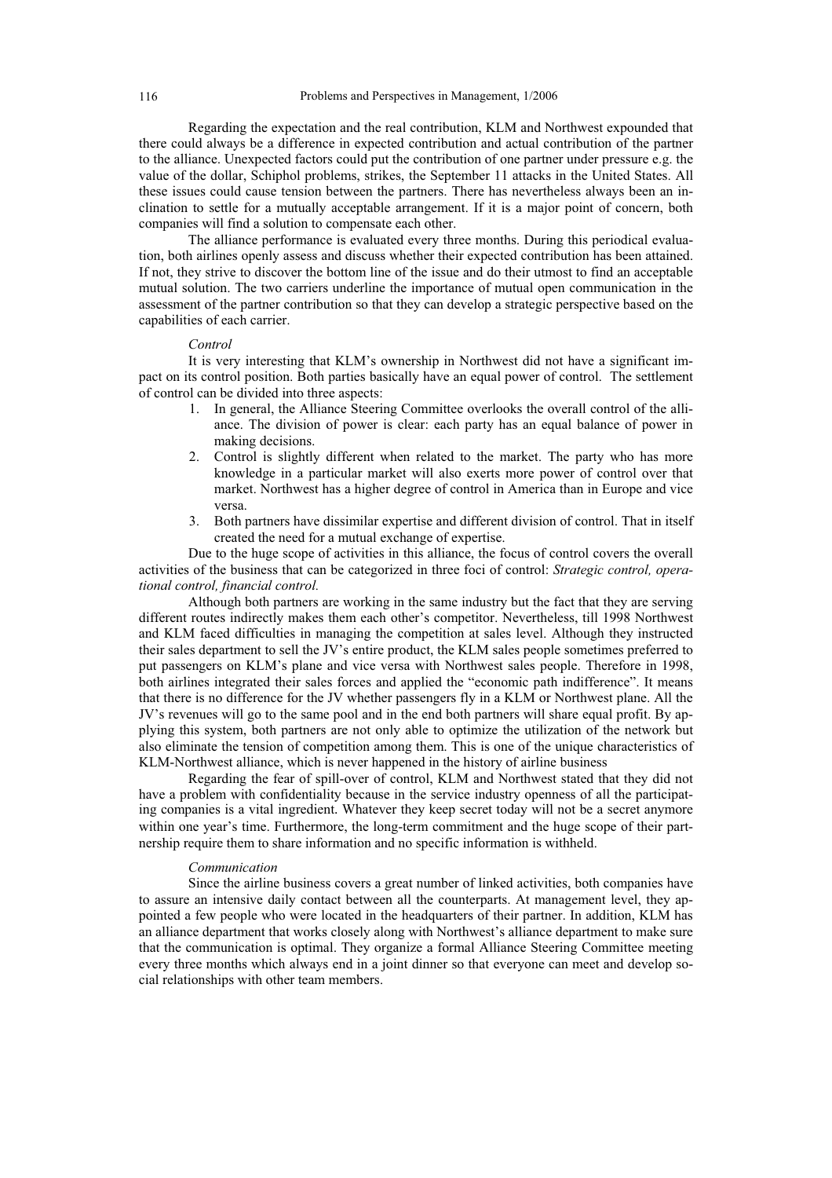Regarding the expectation and the real contribution, KLM and Northwest expounded that there could always be a difference in expected contribution and actual contribution of the partner to the alliance. Unexpected factors could put the contribution of one partner under pressure e.g. the value of the dollar, Schiphol problems, strikes, the September 11 attacks in the United States. All these issues could cause tension between the partners. There has nevertheless always been an inclination to settle for a mutually acceptable arrangement. If it is a major point of concern, both companies will find a solution to compensate each other.

The alliance performance is evaluated every three months. During this periodical evaluation, both airlines openly assess and discuss whether their expected contribution has been attained. If not, they strive to discover the bottom line of the issue and do their utmost to find an acceptable mutual solution. The two carriers underline the importance of mutual open communication in the assessment of the partner contribution so that they can develop a strategic perspective based on the capabilities of each carrier.

*Control*

It is very interesting that KLM's ownership in Northwest did not have a significant impact on its control position. Both parties basically have an equal power of control. The settlement of control can be divided into three aspects:

1. In general, the Alliance Steering Committee overlooks the overall control of the alliance. The division of power is clear: each party has an equal balance of power in making decisions.
2. Control is slightly different when related to the market. The party who has more knowledge in a particular market will also exerts more power of control over that market. Northwest has a higher degree of control in America than in Europe and vice versa.
3. Both partners have dissimilar expertise and different division of control. That in itself created the need for a mutual exchange of expertise.

Due to the huge scope of activities in this alliance, the focus of control covers the overall activities of the business that can be categorized in three foci of control: *Strategic control, operational control, financial control.*

Although both partners are working in the same industry but the fact that they are serving different routes indirectly makes them each other's competitor. Nevertheless, till 1998 Northwest and KLM faced difficulties in managing the competition at sales level. Although they instructed their sales department to sell the JV's entire product, the KLM sales people sometimes preferred to put passengers on KLM's plane and vice versa with Northwest sales people. Therefore in 1998, both airlines integrated their sales forces and applied the "economic path indifference". It means that there is no difference for the JV whether passengers fly in a KLM or Northwest plane. All the JV's revenues will go to the same pool and in the end both partners will share equal profit. By applying this system, both partners are not only able to optimize the utilization of the network but also eliminate the tension of competition among them. This is one of the unique characteristics of KLM-Northwest alliance, which is never happened in the history of airline business

Regarding the fear of spill-over of control, KLM and Northwest stated that they did not have a problem with confidentiality because in the service industry openness of all the participating companies is a vital ingredient. Whatever they keep secret today will not be a secret anymore within one year's time. Furthermore, the long-term commitment and the huge scope of their partnership require them to share information and no specific information is withheld.

*Communication*

Since the airline business covers a great number of linked activities, both companies have to assure an intensive daily contact between all the counterparts. At management level, they appointed a few people who were located in the headquarters of their partner. In addition, KLM has an alliance department that works closely along with Northwest's alliance department to make sure that the communication is optimal. They organize a formal Alliance Steering Committee meeting every three months which always end in a joint dinner so that everyone can meet and develop social relationships with other team members.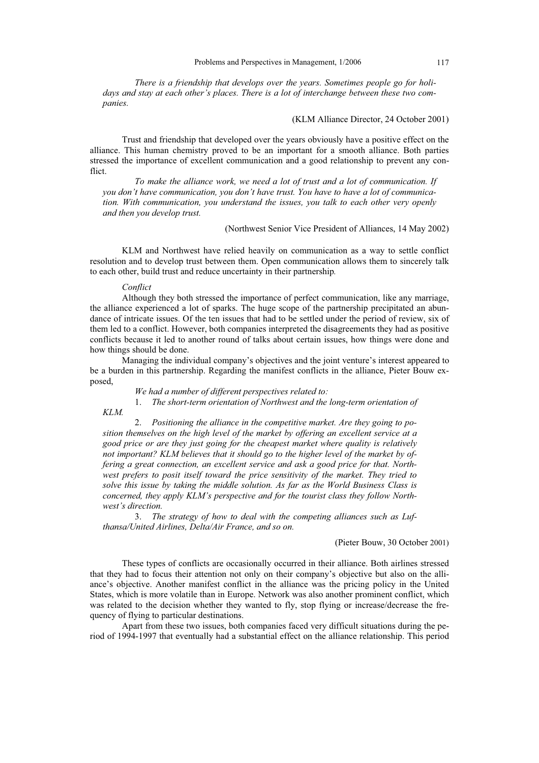*There is a friendship that develops over the years. Sometimes people go for holidays and stay at each other's places. There is a lot of interchange between these two companies.*

(KLM Alliance Director, 24 October 2001)

Trust and friendship that developed over the years obviously have a positive effect on the alliance. This human chemistry proved to be an important for a smooth alliance. Both parties stressed the importance of excellent communication and a good relationship to prevent any conflict.

*To make the alliance work, we need a lot of trust and a lot of communication. If you don't have communication, you don't have trust. You have to have a lot of communication. With communication, you understand the issues, you talk to each other very openly and then you develop trust.*

(Northwest Senior Vice President of Alliances, 14 May 2002)

KLM and Northwest have relied heavily on communication as a way to settle conflict resolution and to develop trust between them. Open communication allows them to sincerely talk to each other, build trust and reduce uncertainty in their partnership.

*Conflict*

Although they both stressed the importance of perfect communication, like any marriage, the alliance experienced a lot of sparks. The huge scope of the partnership precipitated an abundance of intricate issues. Of the ten issues that had to be settled under the period of review, six of them led to a conflict. However, both companies interpreted the disagreements they had as positive conflicts because it led to another round of talks about certain issues, how things were done and how things should be done.

Managing the individual company's objectives and the joint venture's interest appeared to be a burden in this partnership. Regarding the manifest conflicts in the alliance, Pieter Bouw exposed,

*We had a number of different perspectives related to:*

1. *The short-term orientation of Northwest and the long-term orientation of KLM.*
2. *Positioning the alliance in the competitive market. Are they going to position themselves on the high level of the market by offering an excellent service at a good price or are they just going for the cheapest market where quality is relatively not important? KLM believes that it should go to the higher level of the market by offering a great connection, an excellent service and ask a good price for that. Northwest prefers to posit itself toward the price sensitivity of the market. They tried to solve this issue by taking the middle solution. As far as the World Business Class is concerned, they apply KLM's perspective and for the tourist class they follow Northwest's direction.*
3. *The strategy of how to deal with the competing alliances such as Lufthansa/United Airlines, Delta/Air France, and so on.*

(Pieter Bouw, 30 October 2001)

These types of conflicts are occasionally occurred in their alliance. Both airlines stressed that they had to focus their attention not only on their company's objective but also on the alliance's objective. Another manifest conflict in the alliance was the pricing policy in the United States, which is more volatile than in Europe. Network was also another prominent conflict, which was related to the decision whether they wanted to fly, stop flying or increase/decrease the frequency of flying to particular destinations.

Apart from these two issues, both companies faced very difficult situations during the period of 1994-1997 that eventually had a substantial effect on the alliance relationship. This period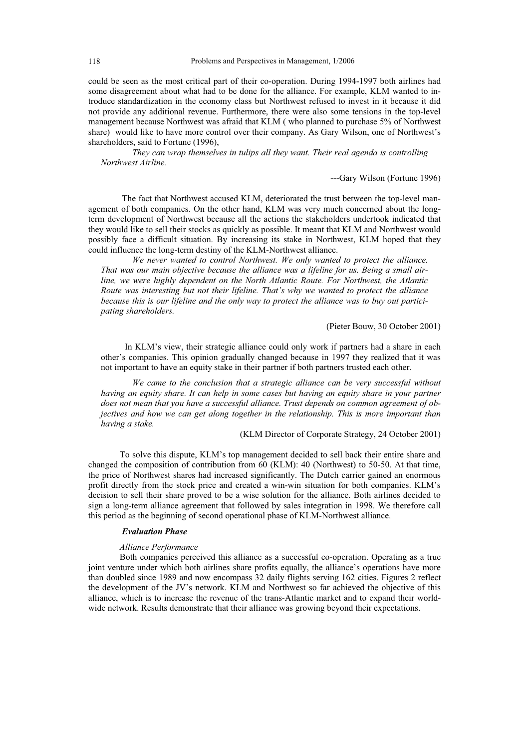could be seen as the most critical part of their co-operation. During 1994-1997 both airlines had some disagreement about what had to be done for the alliance. For example, KLM wanted to introduce standardization in the economy class but Northwest refused to invest in it because it did not provide any additional revenue. Furthermore, there were also some tensions in the top-level management because Northwest was afraid that KLM ( who planned to purchase 5% of Northwest share) would like to have more control over their company. As Gary Wilson, one of Northwest's shareholders, said to Fortune (1996),

> *They can wrap themselves in tulips all they want. Their real agenda is controlling Northwest Airline.*
>
> ---Gary Wilson (Fortune 1996)

The fact that Northwest accused KLM, deteriorated the trust between the top-level management of both companies. On the other hand, KLM was very much concerned about the long-term development of Northwest because all the actions the stakeholders undertook indicated that they would like to sell their stocks as quickly as possible. It meant that KLM and Northwest would possibly face a difficult situation. By increasing its stake in Northwest, KLM hoped that they could influence the long-term destiny of the KLM-Northwest alliance.

> *We never wanted to control Northwest. We only wanted to protect the alliance. That was our main objective because the alliance was a lifeline for us. Being a small airline, we were highly dependent on the North Atlantic Route. For Northwest, the Atlantic Route was interesting but not their lifeline. That's why we wanted to protect the alliance because this is our lifeline and the only way to protect the alliance was to buy out participating shareholders.*
>
> (Pieter Bouw, 30 October 2001)

In KLM's view, their strategic alliance could only work if partners had a share in each other's companies. This opinion gradually changed because in 1997 they realized that it was not important to have an equity stake in their partner if both partners trusted each other.

> *We came to the conclusion that a strategic alliance can be very successful without having an equity share. It can help in some cases but having an equity share in your partner does not mean that you have a successful alliance. Trust depends on common agreement of objectives and how we can get along together in the relationship. This is more important than having a stake.*
>
> (KLM Director of Corporate Strategy, 24 October 2001)

To solve this dispute, KLM's top management decided to sell back their entire share and changed the composition of contribution from 60 (KLM): 40 (Northwest) to 50-50. At that time, the price of Northwest shares had increased significantly. The Dutch carrier gained an enormous profit directly from the stock price and created a win-win situation for both companies. KLM's decision to sell their share proved to be a wise solution for the alliance. Both airlines decided to sign a long-term alliance agreement that followed by sales integration in 1998. We therefore call this period as the beginning of second operational phase of KLM-Northwest alliance.

### *Evaluation Phase*

#### *Alliance Performance*

Both companies perceived this alliance as a successful co-operation. Operating as a true joint venture under which both airlines share profits equally, the alliance's operations have more than doubled since 1989 and now encompass 32 daily flights serving 162 cities. Figures 2 reflect the development of the JV's network. KLM and Northwest so far achieved the objective of this alliance, which is to increase the revenue of the trans-Atlantic market and to expand their world-wide network. Results demonstrate that their alliance was growing beyond their expectations.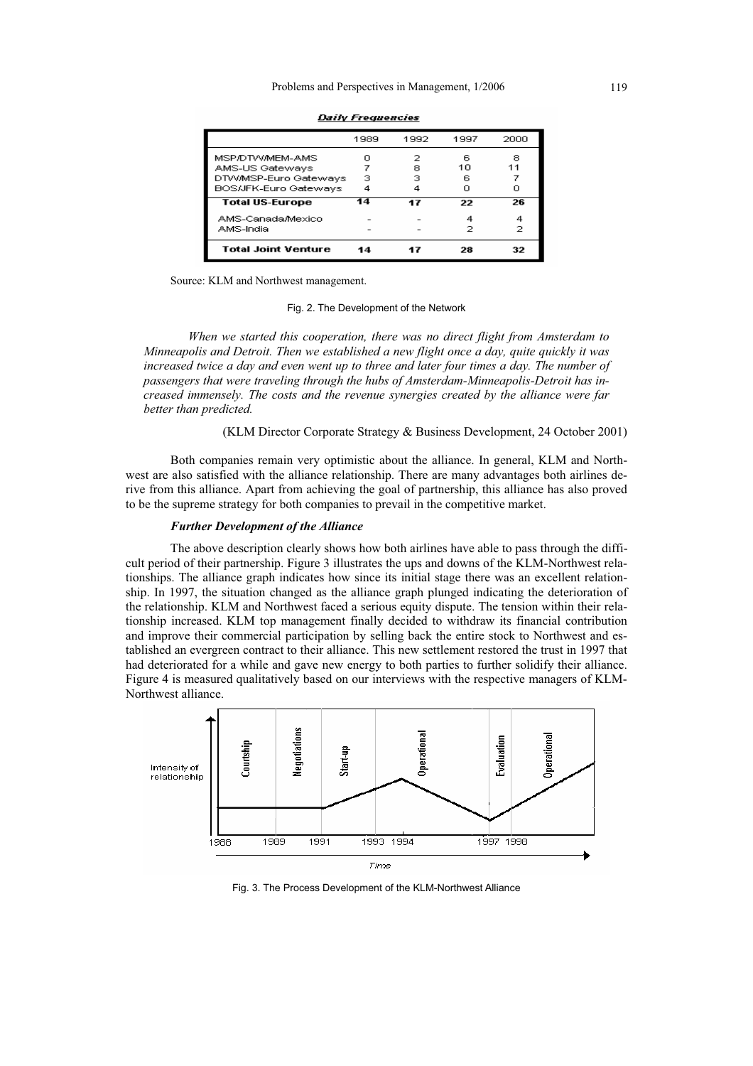**Daily Frequencies**

| | 1989 | 1992 | 1997 | 2000 |
|---|---|---|---|---|
| MSP/DTW/MEM-AMS | 0 | 2 | 6 | 8 |
| AMS-US Gateways | 7 | 8 | 10 | 11 |
| DTW/MSP-Euro Gateways | 3 | 3 | 6 | 7 |
| BOS/JFK-Euro Gateways | 4 | 4 | 0 | 0 |
| **Total US-Europe** | **14** | **17** | **22** | **26** |
| AMS-Canada/Mexico | - | - | 4 | 4 |
| AMS-India | - | - | 2 | 2 |
| **Total Joint Venture** | **14** | **17** | **28** | **32** |

Source: KLM and Northwest management.

Fig. 2. The Development of the Network

*When we started this cooperation, there was no direct flight from Amsterdam to Minneapolis and Detroit. Then we established a new flight once a day, quite quickly it was increased twice a day and even went up to three and later four times a day. The number of passengers that were traveling through the hubs of Amsterdam-Minneapolis-Detroit has increased immensely. The costs and the revenue synergies created by the alliance were far better than predicted.*

(KLM Director Corporate Strategy & Business Development, 24 October 2001)

Both companies remain very optimistic about the alliance. In general, KLM and Northwest are also satisfied with the alliance relationship. There are many advantages both airlines derive from this alliance. Apart from achieving the goal of partnership, this alliance has also proved to be the supreme strategy for both companies to prevail in the competitive market.

### *Further Development of the Alliance*

The above description clearly shows how both airlines have able to pass through the difficult period of their partnership. Figure 3 illustrates the ups and downs of the KLM-Northwest relationships. The alliance graph indicates how since its initial stage there was an excellent relationship. In 1997, the situation changed as the alliance graph plunged indicating the deterioration of the relationship. KLM and Northwest faced a serious equity dispute. The tension within their relationship increased. KLM top management finally decided to withdraw its financial contribution and improve their commercial participation by selling back the entire stock to Northwest and established an evergreen contract to their alliance. This new settlement restored the trust in 1997 that had deteriorated for a while and gave new energy to both parties to further solidify their alliance. Figure 4 is measured qualitatively based on our interviews with the respective managers of KLM-Northwest alliance.

Fig. 3. The Process Development of the KLM-Northwest Alliance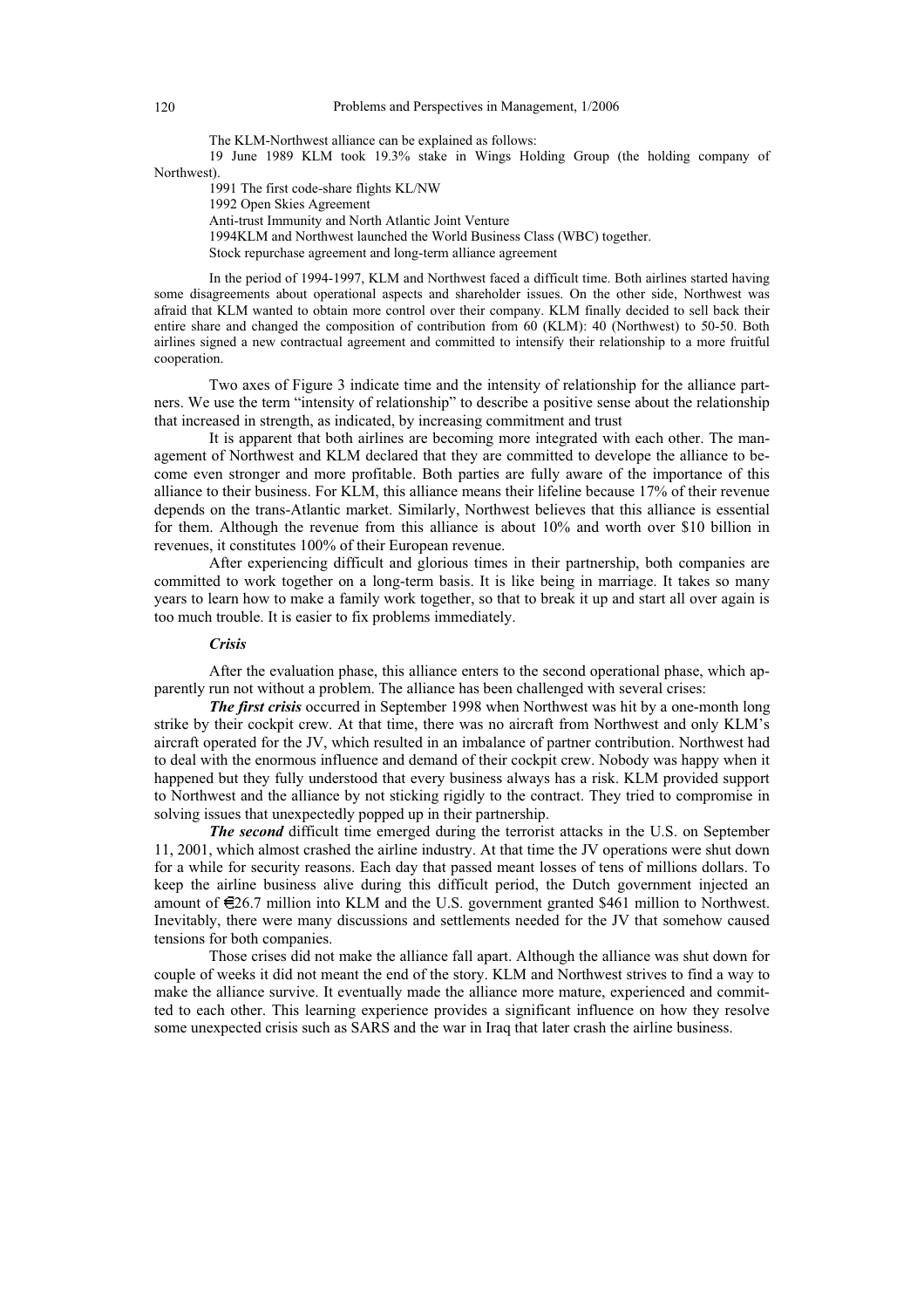The KLM-Northwest alliance can be explained as follows:

19 June 1989 KLM took 19.3% stake in Wings Holding Group (the holding company of Northwest).

1991 The first code-share flights KL/NW

1992 Open Skies Agreement

Anti-trust Immunity and North Atlantic Joint Venture

1994KLM and Northwest launched the World Business Class (WBC) together.

Stock repurchase agreement and long-term alliance agreement

In the period of 1994-1997, KLM and Northwest faced a difficult time. Both airlines started having some disagreements about operational aspects and shareholder issues. On the other side, Northwest was afraid that KLM wanted to obtain more control over their company. KLM finally decided to sell back their entire share and changed the composition of contribution from 60 (KLM): 40 (Northwest) to 50-50. Both airlines signed a new contractual agreement and committed to intensify their relationship to a more fruitful cooperation.

Two axes of Figure 3 indicate time and the intensity of relationship for the alliance partners. We use the term "intensity of relationship" to describe a positive sense about the relationship that increased in strength, as indicated, by increasing commitment and trust

It is apparent that both airlines are becoming more integrated with each other. The management of Northwest and KLM declared that they are committed to develope the alliance to become even stronger and more profitable. Both parties are fully aware of the importance of this alliance to their business. For KLM, this alliance means their lifeline because 17% of their revenue depends on the trans-Atlantic market. Similarly, Northwest believes that this alliance is essential for them. Although the revenue from this alliance is about 10% and worth over $10 billion in revenues, it constitutes 100% of their European revenue.

After experiencing difficult and glorious times in their partnership, both companies are committed to work together on a long-term basis. It is like being in marriage. It takes so many years to learn how to make a family work together, so that to break it up and start all over again is too much trouble. It is easier to fix problems immediately.

***Crisis***

After the evaluation phase, this alliance enters to the second operational phase, which apparently run not without a problem. The alliance has been challenged with several crises:

***The first crisis*** occurred in September 1998 when Northwest was hit by a one-month long strike by their cockpit crew. At that time, there was no aircraft from Northwest and only KLM's aircraft operated for the JV, which resulted in an imbalance of partner contribution. Northwest had to deal with the enormous influence and demand of their cockpit crew. Nobody was happy when it happened but they fully understood that every business always has a risk. KLM provided support to Northwest and the alliance by not sticking rigidly to the contract. They tried to compromise in solving issues that unexpectedly popped up in their partnership.

***The second*** difficult time emerged during the terrorist attacks in the U.S. on September 11, 2001, which almost crashed the airline industry. At that time the JV operations were shut down for a while for security reasons. Each day that passed meant losses of tens of millions dollars. To keep the airline business alive during this difficult period, the Dutch government injected an amount of €26.7 million into KLM and the U.S. government granted $461 million to Northwest. Inevitably, there were many discussions and settlements needed for the JV that somehow caused tensions for both companies.

Those crises did not make the alliance fall apart. Although the alliance was shut down for couple of weeks it did not meant the end of the story. KLM and Northwest strives to find a way to make the alliance survive. It eventually made the alliance more mature, experienced and committed to each other. This learning experience provides a significant influence on how they resolve some unexpected crisis such as SARS and the war in Iraq that later crash the airline business.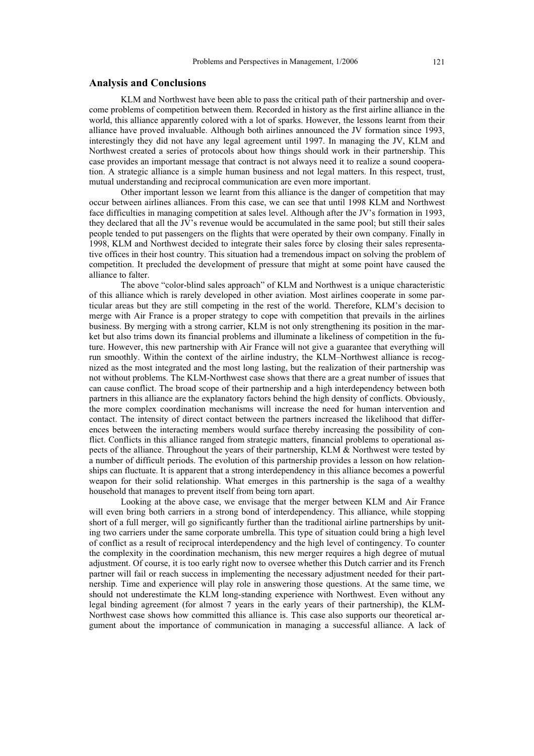## Analysis and Conclusions

KLM and Northwest have been able to pass the critical path of their partnership and overcome problems of competition between them. Recorded in history as the first airline alliance in the world, this alliance apparently colored with a lot of sparks. However, the lessons learnt from their alliance have proved invaluable. Although both airlines announced the JV formation since 1993, interestingly they did not have any legal agreement until 1997. In managing the JV, KLM and Northwest created a series of protocols about how things should work in their partnership. This case provides an important message that contract is not always need it to realize a sound cooperation. A strategic alliance is a simple human business and not legal matters. In this respect, trust, mutual understanding and reciprocal communication are even more important.

Other important lesson we learnt from this alliance is the danger of competition that may occur between airlines alliances. From this case, we can see that until 1998 KLM and Northwest face difficulties in managing competition at sales level. Although after the JV's formation in 1993, they declared that all the JV's revenue would be accumulated in the same pool; but still their sales people tended to put passengers on the flights that were operated by their own company. Finally in 1998, KLM and Northwest decided to integrate their sales force by closing their sales representative offices in their host country. This situation had a tremendous impact on solving the problem of competition. It precluded the development of pressure that might at some point have caused the alliance to falter.

The above "color-blind sales approach" of KLM and Northwest is a unique characteristic of this alliance which is rarely developed in other aviation. Most airlines cooperate in some particular areas but they are still competing in the rest of the world. Therefore, KLM's decision to merge with Air France is a proper strategy to cope with competition that prevails in the airlines business. By merging with a strong carrier, KLM is not only strengthening its position in the market but also trims down its financial problems and illuminate a likeliness of competition in the future. However, this new partnership with Air France will not give a guarantee that everything will run smoothly. Within the context of the airline industry, the KLM–Northwest alliance is recognized as the most integrated and the most long lasting, but the realization of their partnership was not without problems. The KLM-Northwest case shows that there are a great number of issues that can cause conflict. The broad scope of their partnership and a high interdependency between both partners in this alliance are the explanatory factors behind the high density of conflicts. Obviously, the more complex coordination mechanisms will increase the need for human intervention and contact. The intensity of direct contact between the partners increased the likelihood that differences between the interacting members would surface thereby increasing the possibility of conflict. Conflicts in this alliance ranged from strategic matters, financial problems to operational aspects of the alliance. Throughout the years of their partnership, KLM & Northwest were tested by a number of difficult periods. The evolution of this partnership provides a lesson on how relationships can fluctuate. It is apparent that a strong interdependency in this alliance becomes a powerful weapon for their solid relationship. What emerges in this partnership is the saga of a wealthy household that manages to prevent itself from being torn apart.

Looking at the above case, we envisage that the merger between KLM and Air France will even bring both carriers in a strong bond of interdependency. This alliance, while stopping short of a full merger, will go significantly further than the traditional airline partnerships by uniting two carriers under the same corporate umbrella. This type of situation could bring a high level of conflict as a result of reciprocal interdependency and the high level of contingency. To counter the complexity in the coordination mechanism, this new merger requires a high degree of mutual adjustment. Of course, it is too early right now to oversee whether this Dutch carrier and its French partner will fail or reach success in implementing the necessary adjustment needed for their partnership. Time and experience will play role in answering those questions. At the same time, we should not underestimate the KLM long-standing experience with Northwest. Even without any legal binding agreement (for almost 7 years in the early years of their partnership), the KLM-Northwest case shows how committed this alliance is. This case also supports our theoretical argument about the importance of communication in managing a successful alliance. A lack of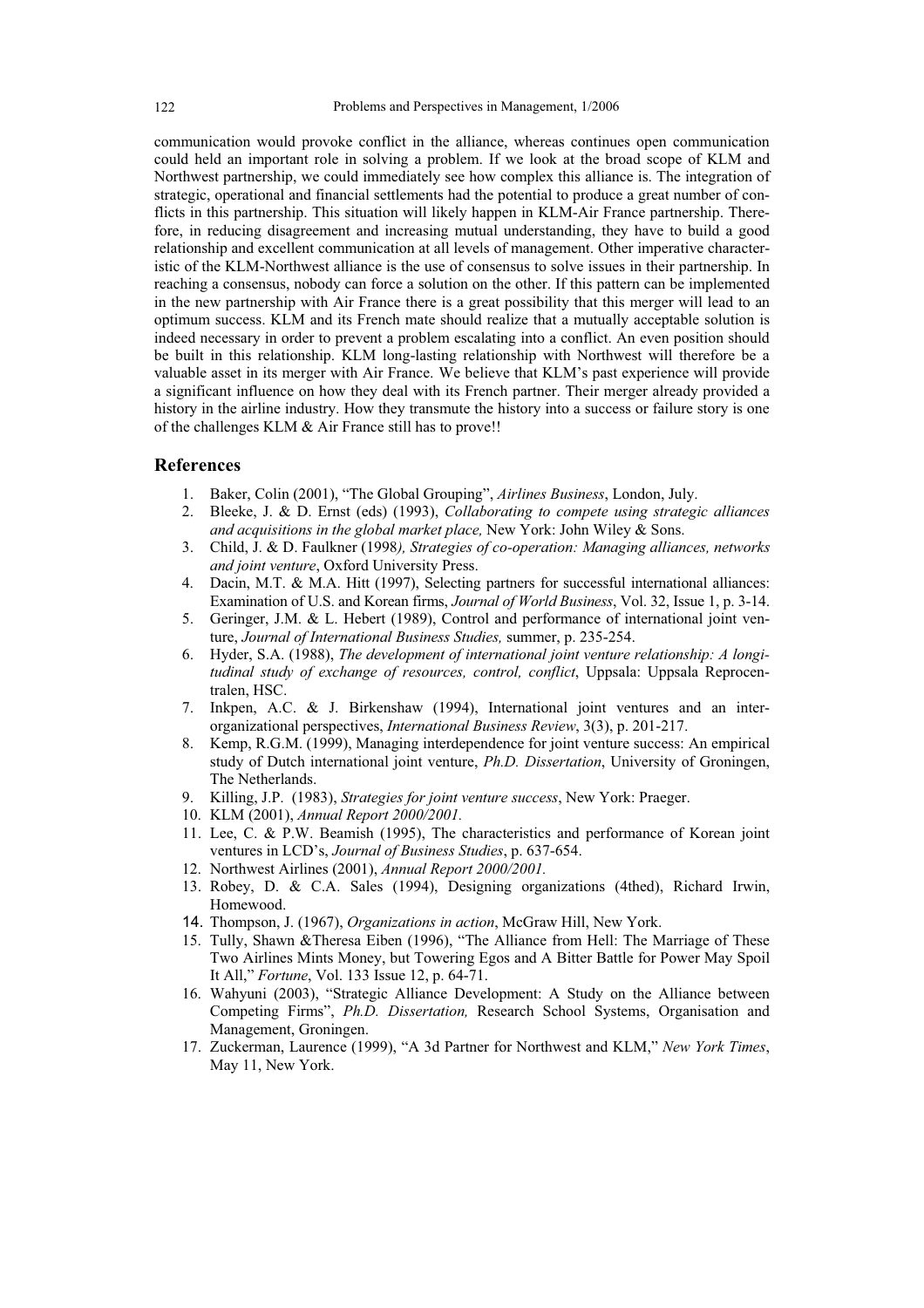communication would provoke conflict in the alliance, whereas continues open communication could held an important role in solving a problem. If we look at the broad scope of KLM and Northwest partnership, we could immediately see how complex this alliance is. The integration of strategic, operational and financial settlements had the potential to produce a great number of conflicts in this partnership. This situation will likely happen in KLM-Air France partnership. Therefore, in reducing disagreement and increasing mutual understanding, they have to build a good relationship and excellent communication at all levels of management. Other imperative characteristic of the KLM-Northwest alliance is the use of consensus to solve issues in their partnership. In reaching a consensus, nobody can force a solution on the other. If this pattern can be implemented in the new partnership with Air France there is a great possibility that this merger will lead to an optimum success. KLM and its French mate should realize that a mutually acceptable solution is indeed necessary in order to prevent a problem escalating into a conflict. An even position should be built in this relationship. KLM long-lasting relationship with Northwest will therefore be a valuable asset in its merger with Air France. We believe that KLM's past experience will provide a significant influence on how they deal with its French partner. Their merger already provided a history in the airline industry. How they transmute the history into a success or failure story is one of the challenges KLM & Air France still has to prove!!

## References

1. Baker, Colin (2001), "The Global Grouping", *Airlines Business*, London, July.
2. Bleeke, J. & D. Ernst (eds) (1993), *Collaborating to compete using strategic alliances and acquisitions in the global market place,* New York: John Wiley & Sons.
3. Child, J. & D. Faulkner (1998*), Strategies of co-operation: Managing alliances, networks and joint venture*, Oxford University Press.
4. Dacin, M.T. & M.A. Hitt (1997), Selecting partners for successful international alliances: Examination of U.S. and Korean firms, *Journal of World Business*, Vol. 32, Issue 1, p. 3-14.
5. Geringer, J.M. & L. Hebert (1989), Control and performance of international joint venture, *Journal of International Business Studies,* summer, p. 235-254.
6. Hyder, S.A. (1988), *The development of international joint venture relationship: A longitudinal study of exchange of resources, control, conflict*, Uppsala: Uppsala Reprocentralen, HSC.
7. Inkpen, A.C. & J. Birkenshaw (1994), International joint ventures and an inter-organizational perspectives, *International Business Review*, 3(3), p. 201-217.
8. Kemp, R.G.M. (1999), Managing interdependence for joint venture success: An empirical study of Dutch international joint venture, *Ph.D. Dissertation*, University of Groningen, The Netherlands.
9. Killing, J.P. (1983), *Strategies for joint venture success*, New York: Praeger.
10. KLM (2001), *Annual Report 2000/2001.*
11. Lee, C. & P.W. Beamish (1995), The characteristics and performance of Korean joint ventures in LCD's, *Journal of Business Studies*, p. 637-654.
12. Northwest Airlines (2001), *Annual Report 2000/2001.*
13. Robey, D. & C.A. Sales (1994), Designing organizations (4thed), Richard Irwin, Homewood.
14. Thompson, J. (1967), *Organizations in action*, McGraw Hill, New York.
15. Tully, Shawn &Theresa Eiben (1996), "The Alliance from Hell: The Marriage of These Two Airlines Mints Money, but Towering Egos and A Bitter Battle for Power May Spoil It All," *Fortune*, Vol. 133 Issue 12, p. 64-71.
16. Wahyuni (2003), "Strategic Alliance Development: A Study on the Alliance between Competing Firms", *Ph.D. Dissertation,* Research School Systems, Organisation and Management, Groningen.
17. Zuckerman, Laurence (1999), "A 3d Partner for Northwest and KLM," *New York Times*, May 11, New York.